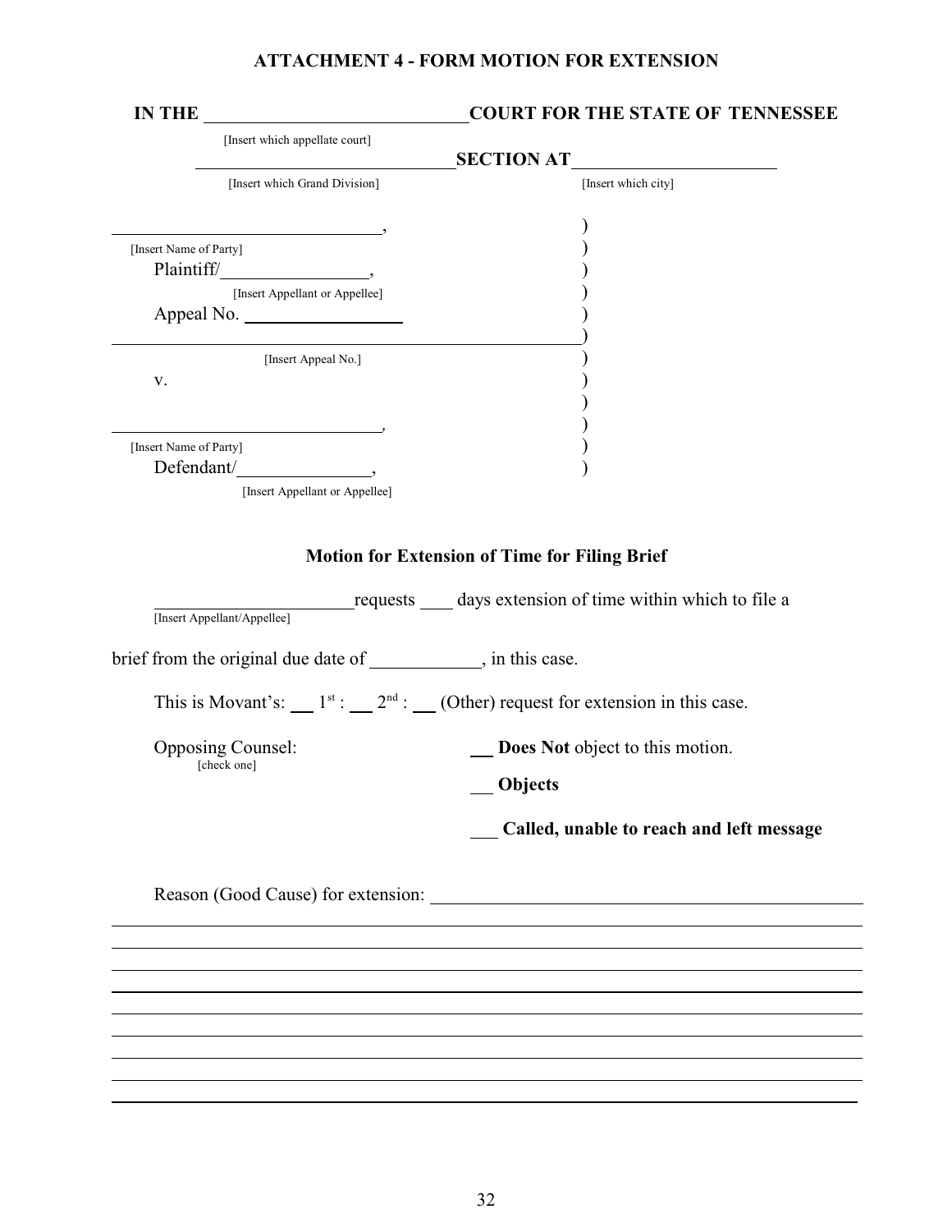## ATTACHMENT 4 - FORM MOTION FOR EXTENSION

**IN THE ____________________________ COURT FOR THE STATE OF TENNESSEE**
[Insert which appellate court]

____________________________ **SECTION AT** ______________________
[Insert which Grand Division] [Insert which city]

________________________________,
[Insert Name of Party]
Plaintiff/________________,
[Insert Appellant or Appellee]
Appeal No. ________________
________________________________
[Insert Appeal No.]
v.

________________________________,
[Insert Name of Party]
Defendant/________________,
[Insert Appellant or Appellee]

### Motion for Extension of Time for Filing Brief

______________________ requests ____ days extension of time within which to file a
[Insert Appellant/Appellee]

brief from the original due date of ____________, in this case.

This is Movant's: ___ 1st : ___ 2nd : ___ (Other) request for extension in this case.

Opposing Counsel:
[check one]

___ **Does Not** object to this motion.

___ **Objects**

___ **Called, unable to reach and left message**

Reason (Good Cause) for extension: ________________________________________________

________________________________________________________________________________

________________________________________________________________________________

________________________________________________________________________________

________________________________________________________________________________

________________________________________________________________________________

________________________________________________________________________________

________________________________________________________________________________

________________________________________________________________________________

________________________________________________________________________________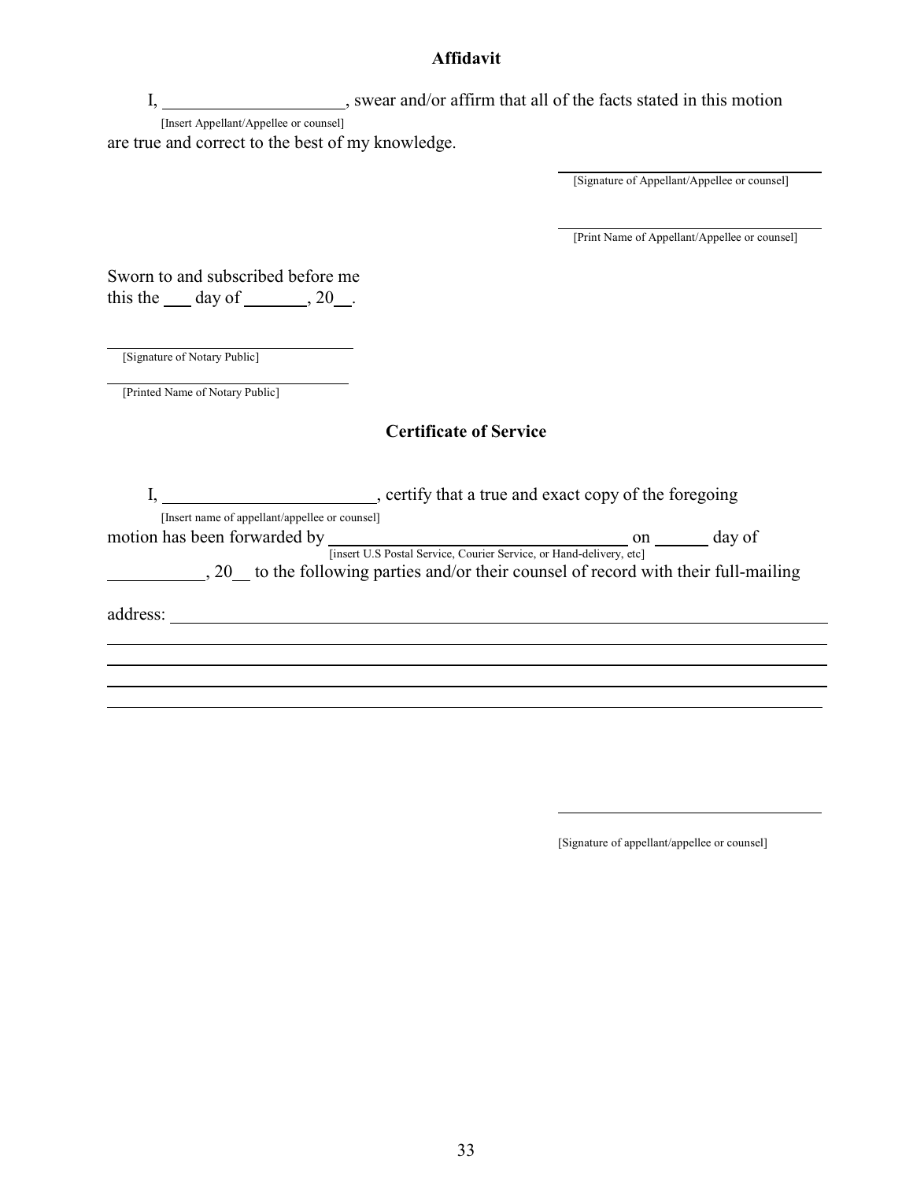## Affidavit

I, \_\_\_\_\_\_\_\_\_\_\_\_\_\_\_\_\_\_\_\_, swear and/or affirm that all of the facts stated in this motion
[Insert Appellant/Appellee or counsel]
are true and correct to the best of my knowledge.

\_\_\_\_\_\_\_\_\_\_\_\_\_\_\_\_\_\_\_\_\_\_\_\_\_\_\_\_\_\_
[Signature of Appellant/Appellee or counsel]

\_\_\_\_\_\_\_\_\_\_\_\_\_\_\_\_\_\_\_\_\_\_\_\_\_\_\_\_\_\_
[Print Name of Appellant/Appellee or counsel]

Sworn to and subscribed before me
this the \_\_\_ day of \_\_\_\_\_\_\_, 20\_\_.

\_\_\_\_\_\_\_\_\_\_\_\_\_\_\_\_\_\_\_\_\_\_\_\_\_\_\_\_\_\_
[Signature of Notary Public]

\_\_\_\_\_\_\_\_\_\_\_\_\_\_\_\_\_\_\_\_\_\_\_\_\_\_\_\_\_\_
[Printed Name of Notary Public]

## Certificate of Service

I, \_\_\_\_\_\_\_\_\_\_\_\_\_\_\_\_\_\_\_\_\_\_\_\_, certify that a true and exact copy of the foregoing
[Insert name of appellant/appellee or counsel]
motion has been forwarded by \_\_\_\_\_\_\_\_\_\_\_\_\_\_\_\_\_\_\_\_\_\_\_\_\_\_\_\_\_\_\_\_\_\_ on \_\_\_\_\_\_ day of
[insert U.S Postal Service, Courier Service, or Hand-delivery, etc]
\_\_\_\_\_\_\_\_\_\_\_, 20\_\_ to the following parties and/or their counsel of record with their full-mailing

address: \_\_\_\_\_\_\_\_\_\_\_\_\_\_\_\_\_\_\_\_\_\_\_\_\_\_\_\_\_\_\_\_\_\_\_\_\_\_\_\_\_\_\_\_\_\_\_\_\_\_\_\_\_\_\_\_\_\_\_\_\_\_\_\_\_\_\_\_\_\_
\_\_\_\_\_\_\_\_\_\_\_\_\_\_\_\_\_\_\_\_\_\_\_\_\_\_\_\_\_\_\_\_\_\_\_\_\_\_\_\_\_\_\_\_\_\_\_\_\_\_\_\_\_\_\_\_\_\_\_\_\_\_\_\_\_\_\_\_\_\_\_\_\_\_\_\_\_\_
\_\_\_\_\_\_\_\_\_\_\_\_\_\_\_\_\_\_\_\_\_\_\_\_\_\_\_\_\_\_\_\_\_\_\_\_\_\_\_\_\_\_\_\_\_\_\_\_\_\_\_\_\_\_\_\_\_\_\_\_\_\_\_\_\_\_\_\_\_\_\_\_\_\_\_\_\_\_
\_\_\_\_\_\_\_\_\_\_\_\_\_\_\_\_\_\_\_\_\_\_\_\_\_\_\_\_\_\_\_\_\_\_\_\_\_\_\_\_\_\_\_\_\_\_\_\_\_\_\_\_\_\_\_\_\_\_\_\_\_\_\_\_\_\_\_\_\_\_\_\_\_\_\_\_\_\_
\_\_\_\_\_\_\_\_\_\_\_\_\_\_\_\_\_\_\_\_\_\_\_\_\_\_\_\_\_\_\_\_\_\_\_\_\_\_\_\_\_\_\_\_\_\_\_\_\_\_\_\_\_\_\_\_\_\_\_\_\_\_\_\_\_\_\_\_\_\_\_\_\_\_\_\_\_\_

\_\_\_\_\_\_\_\_\_\_\_\_\_\_\_\_\_\_\_\_\_\_\_\_\_\_\_\_\_\_
[Signature of appellant/appellee or counsel]